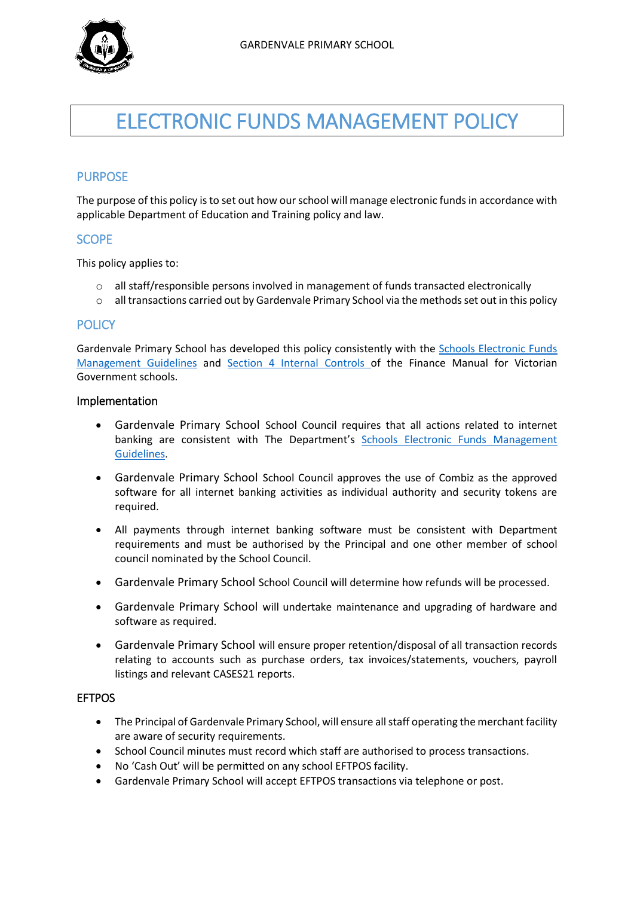# ELECTRONIC FUNDS MANAGEMENT POLICY

## PURPOSE

The purpose of this policy is to set out how our school will manage electronic funds in accordance with applicable Department of Education and Training policy and law.

## SCOPE

This policy applies to:

- all staff/responsible persons involved in management of funds transacted electronically
- all transactions carried out by Gardenvale Primary School via the methods set out in this policy

## POLICY

Gardenvale Primary School has developed this policy consistently with the Schools Electronic Funds Management Guidelines and Section 4 Internal Controls of the Finance Manual for Victorian Government schools.

### Implementation

- Gardenvale Primary School School Council requires that all actions related to internet banking are consistent with The Department's Schools Electronic Funds Management Guidelines.
- Gardenvale Primary School School Council approves the use of Combiz as the approved software for all internet banking activities as individual authority and security tokens are required.
- All payments through internet banking software must be consistent with Department requirements and must be authorised by the Principal and one other member of school council nominated by the School Council.
- Gardenvale Primary School School Council will determine how refunds will be processed.
- Gardenvale Primary School will undertake maintenance and upgrading of hardware and software as required.
- Gardenvale Primary School will ensure proper retention/disposal of all transaction records relating to accounts such as purchase orders, tax invoices/statements, vouchers, payroll listings and relevant CASES21 reports.

### EFTPOS

- The Principal of Gardenvale Primary School, will ensure all staff operating the merchant facility are aware of security requirements.
- School Council minutes must record which staff are authorised to process transactions.
- No 'Cash Out' will be permitted on any school EFTPOS facility.
- Gardenvale Primary School will accept EFTPOS transactions via telephone or post.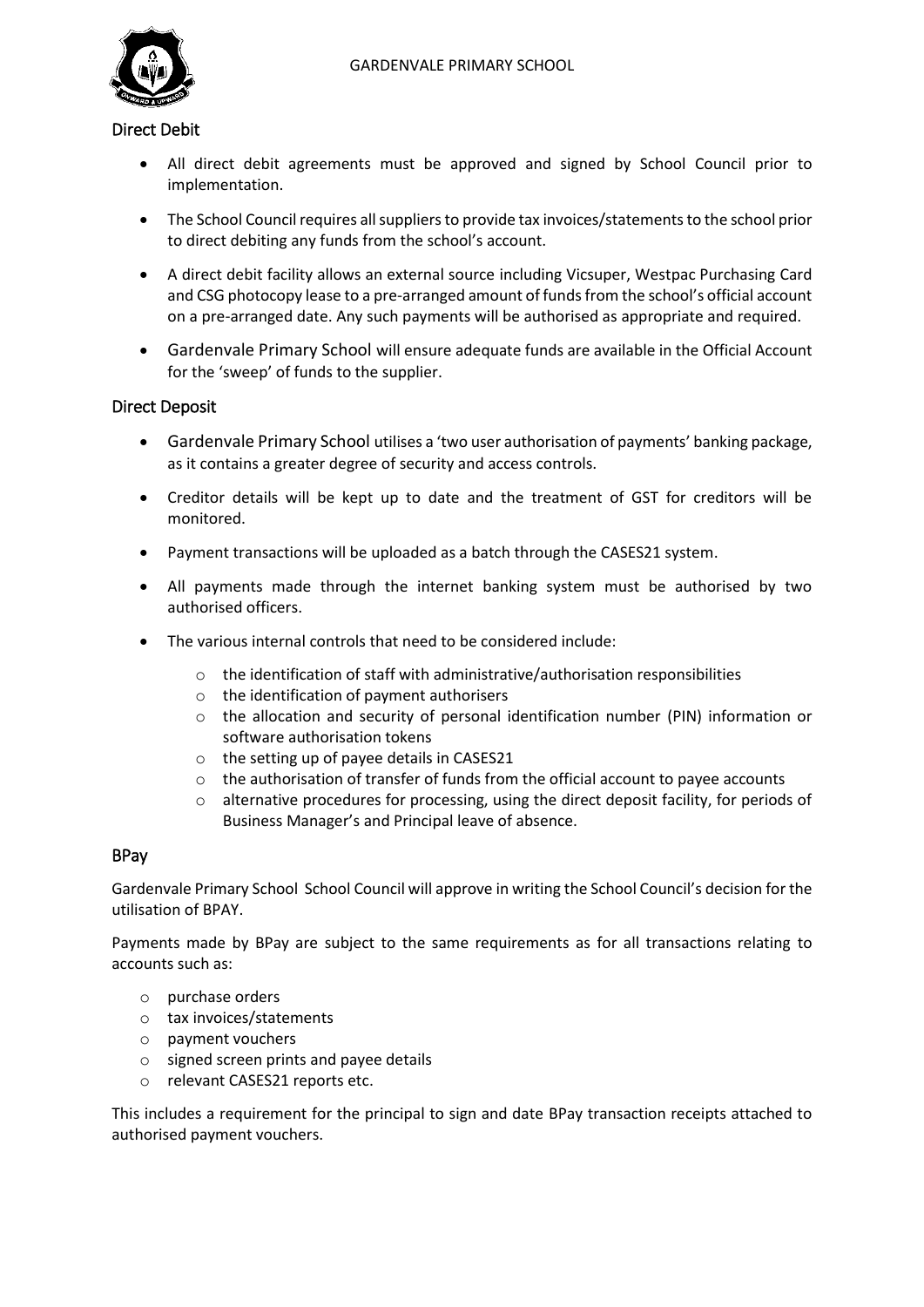## Direct Debit

- All direct debit agreements must be approved and signed by School Council prior to implementation.
- The School Council requires all suppliers to provide tax invoices/statements to the school prior to direct debiting any funds from the school's account.
- A direct debit facility allows an external source including Vicsuper, Westpac Purchasing Card and CSG photocopy lease to a pre-arranged amount of funds from the school's official account on a pre-arranged date. Any such payments will be authorised as appropriate and required.
- Gardenvale Primary School will ensure adequate funds are available in the Official Account for the 'sweep' of funds to the supplier.

## Direct Deposit

- Gardenvale Primary School utilises a 'two user authorisation of payments' banking package, as it contains a greater degree of security and access controls.
- Creditor details will be kept up to date and the treatment of GST for creditors will be monitored.
- Payment transactions will be uploaded as a batch through the CASES21 system.
- All payments made through the internet banking system must be authorised by two authorised officers.
- The various internal controls that need to be considered include:
  - the identification of staff with administrative/authorisation responsibilities
  - the identification of payment authorisers
  - the allocation and security of personal identification number (PIN) information or software authorisation tokens
  - the setting up of payee details in CASES21
  - the authorisation of transfer of funds from the official account to payee accounts
  - alternative procedures for processing, using the direct deposit facility, for periods of Business Manager's and Principal leave of absence.

## BPay

Gardenvale Primary School School Council will approve in writing the School Council's decision for the utilisation of BPAY.

Payments made by BPay are subject to the same requirements as for all transactions relating to accounts such as:

- purchase orders
- tax invoices/statements
- payment vouchers
- signed screen prints and payee details
- relevant CASES21 reports etc.

This includes a requirement for the principal to sign and date BPay transaction receipts attached to authorised payment vouchers.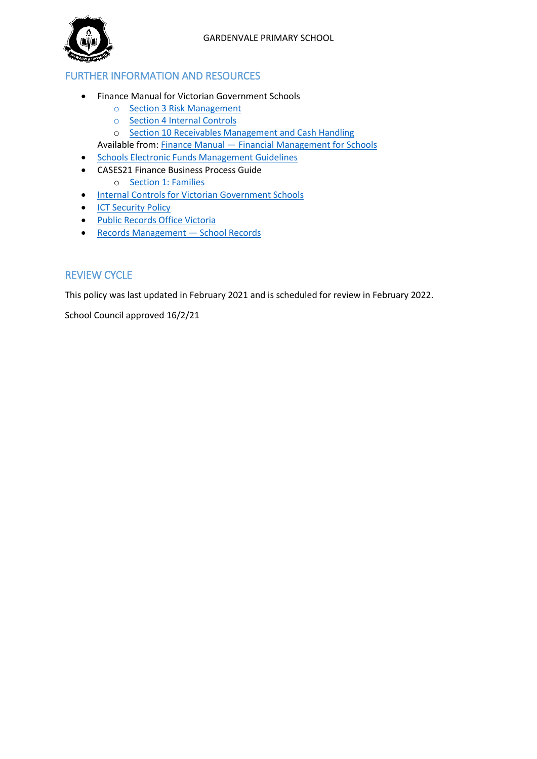## FURTHER INFORMATION AND RESOURCES

- Finance Manual for Victorian Government Schools
  - Section 3 Risk Management
  - Section 4 Internal Controls
  - Section 10 Receivables Management and Cash Handling

  Available from: Finance Manual — Financial Management for Schools
- Schools Electronic Funds Management Guidelines
- CASES21 Finance Business Process Guide
  - Section 1: Families
- Internal Controls for Victorian Government Schools
- ICT Security Policy
- Public Records Office Victoria
- Records Management — School Records

## REVIEW CYCLE

This policy was last updated in February 2021 and is scheduled for review in February 2022.

School Council approved 16/2/21